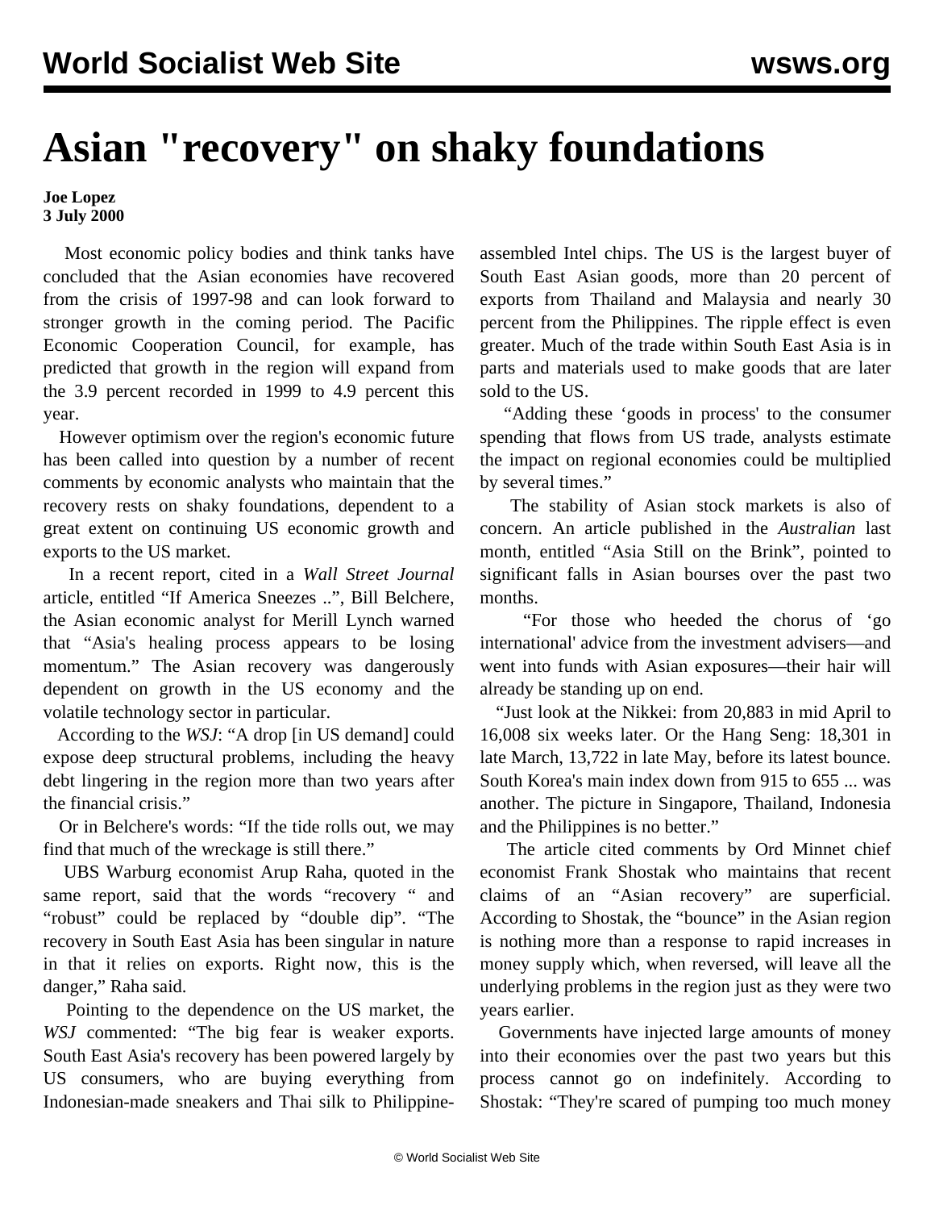# Asian "recovery" on shaky foundations

**Joe Lopez**
**3 July 2000**

Most economic policy bodies and think tanks have concluded that the Asian economies have recovered from the crisis of 1997-98 and can look forward to stronger growth in the coming period. The Pacific Economic Cooperation Council, for example, has predicted that growth in the region will expand from the 3.9 percent recorded in 1999 to 4.9 percent this year.

However optimism over the region's economic future has been called into question by a number of recent comments by economic analysts who maintain that the recovery rests on shaky foundations, dependent to a great extent on continuing US economic growth and exports to the US market.

In a recent report, cited in a *Wall Street Journal* article, entitled "If America Sneezes ..", Bill Belchere, the Asian economic analyst for Merill Lynch warned that "Asia's healing process appears to be losing momentum." The Asian recovery was dangerously dependent on growth in the US economy and the volatile technology sector in particular.

According to the *WSJ*: "A drop [in US demand] could expose deep structural problems, including the heavy debt lingering in the region more than two years after the financial crisis."

Or in Belchere's words: "If the tide rolls out, we may find that much of the wreckage is still there."

UBS Warburg economist Arup Raha, quoted in the same report, said that the words "recovery " and "robust" could be replaced by "double dip". "The recovery in South East Asia has been singular in nature in that it relies on exports. Right now, this is the danger," Raha said.

Pointing to the dependence on the US market, the *WSJ* commented: "The big fear is weaker exports. South East Asia's recovery has been powered largely by US consumers, who are buying everything from Indonesian-made sneakers and Thai silk to Philippine-assembled Intel chips. The US is the largest buyer of South East Asian goods, more than 20 percent of exports from Thailand and Malaysia and nearly 30 percent from the Philippines. The ripple effect is even greater. Much of the trade within South East Asia is in parts and materials used to make goods that are later sold to the US.

"Adding these 'goods in process' to the consumer spending that flows from US trade, analysts estimate the impact on regional economies could be multiplied by several times."

The stability of Asian stock markets is also of concern. An article published in the *Australian* last month, entitled "Asia Still on the Brink", pointed to significant falls in Asian bourses over the past two months.

"For those who heeded the chorus of 'go international' advice from the investment advisers—and went into funds with Asian exposures—their hair will already be standing up on end.

"Just look at the Nikkei: from 20,883 in mid April to 16,008 six weeks later. Or the Hang Seng: 18,301 in late March, 13,722 in late May, before its latest bounce. South Korea's main index down from 915 to 655 ... was another. The picture in Singapore, Thailand, Indonesia and the Philippines is no better."

The article cited comments by Ord Minnet chief economist Frank Shostak who maintains that recent claims of an "Asian recovery" are superficial. According to Shostak, the "bounce" in the Asian region is nothing more than a response to rapid increases in money supply which, when reversed, will leave all the underlying problems in the region just as they were two years earlier.

Governments have injected large amounts of money into their economies over the past two years but this process cannot go on indefinitely. According to Shostak: "They're scared of pumping too much money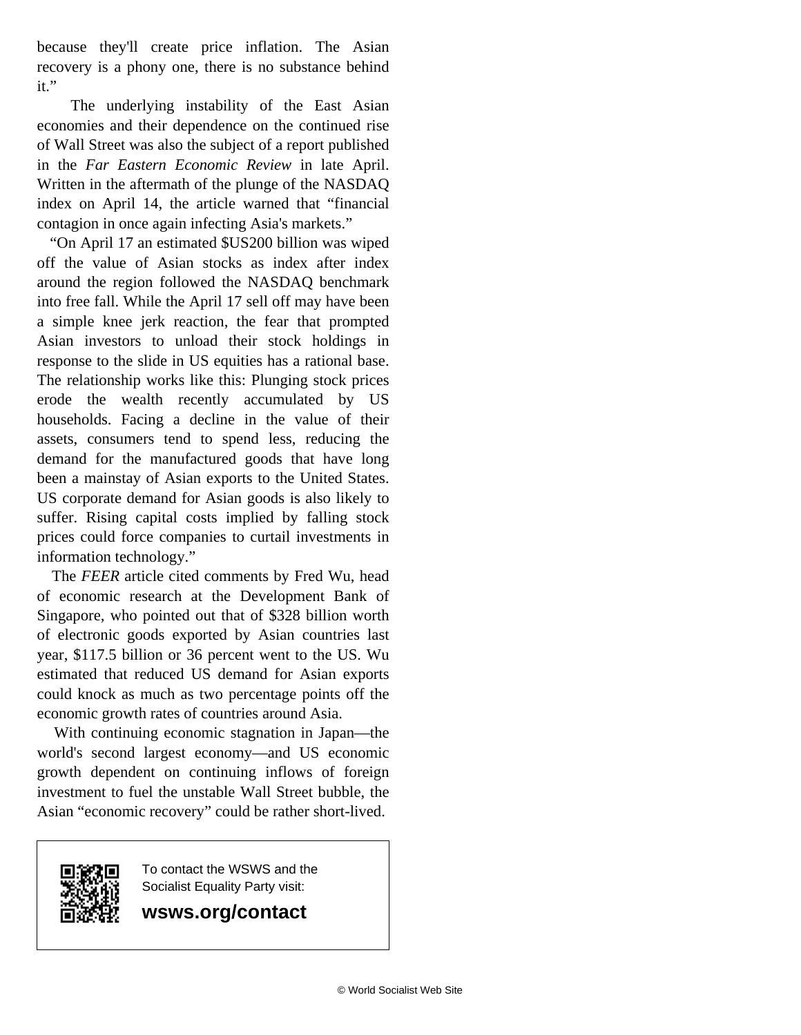because they'll create price inflation. The Asian recovery is a phony one, there is no substance behind it."

The underlying instability of the East Asian economies and their dependence on the continued rise of Wall Street was also the subject of a report published in the *Far Eastern Economic Review* in late April. Written in the aftermath of the plunge of the NASDAQ index on April 14, the article warned that "financial contagion in once again infecting Asia's markets."

"On April 17 an estimated $US200 billion was wiped off the value of Asian stocks as index after index around the region followed the NASDAQ benchmark into free fall. While the April 17 sell off may have been a simple knee jerk reaction, the fear that prompted Asian investors to unload their stock holdings in response to the slide in US equities has a rational base. The relationship works like this: Plunging stock prices erode the wealth recently accumulated by US households. Facing a decline in the value of their assets, consumers tend to spend less, reducing the demand for the manufactured goods that have long been a mainstay of Asian exports to the United States. US corporate demand for Asian goods is also likely to suffer. Rising capital costs implied by falling stock prices could force companies to curtail investments in information technology."

The *FEER* article cited comments by Fred Wu, head of economic research at the Development Bank of Singapore, who pointed out that of $328 billion worth of electronic goods exported by Asian countries last year, $117.5 billion or 36 percent went to the US. Wu estimated that reduced US demand for Asian exports could knock as much as two percentage points off the economic growth rates of countries around Asia.

With continuing economic stagnation in Japan—the world's second largest economy—and US economic growth dependent on continuing inflows of foreign investment to fuel the unstable Wall Street bubble, the Asian "economic recovery" could be rather short-lived.

To contact the WSWS and the Socialist Equality Party visit:

**wsws.org/contact**

© World Socialist Web Site